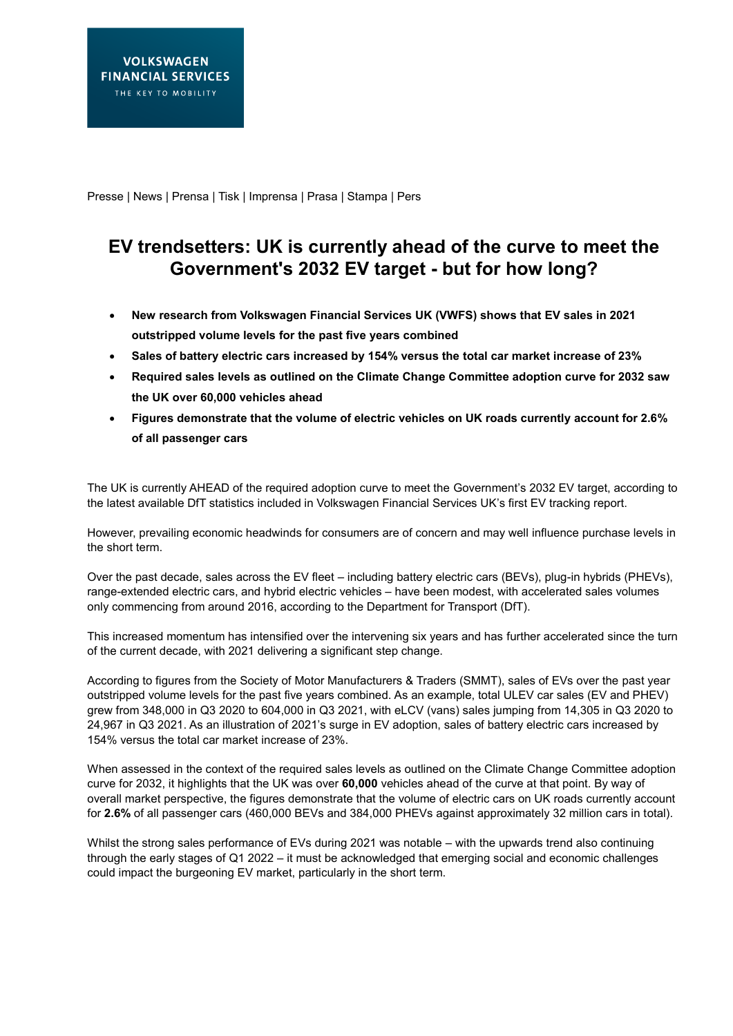VOLKSWAGEN FINANCIAL SERVICES
THE KEY TO MOBILITY

Presse | News | Prensa | Tisk | Imprensa | Prasa | Stampa | Pers

# EV trendsetters: UK is currently ahead of the curve to meet the Government's 2032 EV target - but for how long?

- **New research from Volkswagen Financial Services UK (VWFS) shows that EV sales in 2021 outstripped volume levels for the past five years combined**
- **Sales of battery electric cars increased by 154% versus the total car market increase of 23%**
- **Required sales levels as outlined on the Climate Change Committee adoption curve for 2032 saw the UK over 60,000 vehicles ahead**
- **Figures demonstrate that the volume of electric vehicles on UK roads currently account for 2.6% of all passenger cars**

The UK is currently AHEAD of the required adoption curve to meet the Government's 2032 EV target, according to the latest available DfT statistics included in Volkswagen Financial Services UK's first EV tracking report.

However, prevailing economic headwinds for consumers are of concern and may well influence purchase levels in the short term.

Over the past decade, sales across the EV fleet – including battery electric cars (BEVs), plug-in hybrids (PHEVs), range-extended electric cars, and hybrid electric vehicles – have been modest, with accelerated sales volumes only commencing from around 2016, according to the Department for Transport (DfT).

This increased momentum has intensified over the intervening six years and has further accelerated since the turn of the current decade, with 2021 delivering a significant step change.

According to figures from the Society of Motor Manufacturers & Traders (SMMT), sales of EVs over the past year outstripped volume levels for the past five years combined. As an example, total ULEV car sales (EV and PHEV) grew from 348,000 in Q3 2020 to 604,000 in Q3 2021, with eLCV (vans) sales jumping from 14,305 in Q3 2020 to 24,967 in Q3 2021. As an illustration of 2021's surge in EV adoption, sales of battery electric cars increased by 154% versus the total car market increase of 23%.

When assessed in the context of the required sales levels as outlined on the Climate Change Committee adoption curve for 2032, it highlights that the UK was over **60,000** vehicles ahead of the curve at that point. By way of overall market perspective, the figures demonstrate that the volume of electric cars on UK roads currently account for **2.6%** of all passenger cars (460,000 BEVs and 384,000 PHEVs against approximately 32 million cars in total).

Whilst the strong sales performance of EVs during 2021 was notable – with the upwards trend also continuing through the early stages of Q1 2022 – it must be acknowledged that emerging social and economic challenges could impact the burgeoning EV market, particularly in the short term.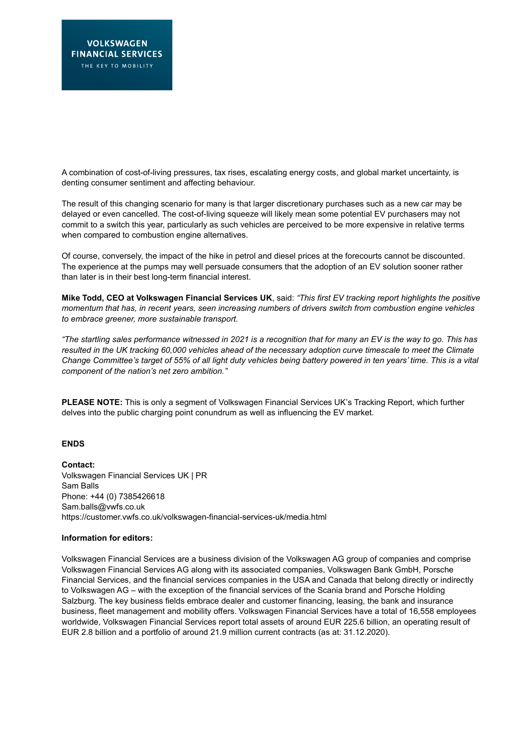VOLKSWAGEN FINANCIAL SERVICES
THE KEY TO MOBILITY

A combination of cost-of-living pressures, tax rises, escalating energy costs, and global market uncertainty, is denting consumer sentiment and affecting behaviour.

The result of this changing scenario for many is that larger discretionary purchases such as a new car may be delayed or even cancelled. The cost-of-living squeeze will likely mean some potential EV purchasers may not commit to a switch this year, particularly as such vehicles are perceived to be more expensive in relative terms when compared to combustion engine alternatives.

Of course, conversely, the impact of the hike in petrol and diesel prices at the forecourts cannot be discounted. The experience at the pumps may well persuade consumers that the adoption of an EV solution sooner rather than later is in their best long-term financial interest.

**Mike Todd, CEO at Volkswagen Financial Services UK**, said: *"This first EV tracking report highlights the positive momentum that has, in recent years, seen increasing numbers of drivers switch from combustion engine vehicles to embrace greener, more sustainable transport.*

*"The startling sales performance witnessed in 2021 is a recognition that for many an EV is the way to go. This has resulted in the UK tracking 60,000 vehicles ahead of the necessary adoption curve timescale to meet the Climate Change Committee's target of 55% of all light duty vehicles being battery powered in ten years' time. This is a vital component of the nation's net zero ambition."*

**PLEASE NOTE:** This is only a segment of Volkswagen Financial Services UK's Tracking Report, which further delves into the public charging point conundrum as well as influencing the EV market.

**ENDS**

**Contact:**
Volkswagen Financial Services UK | PR
Sam Balls
Phone: +44 (0) 7385426618
Sam.balls@vwfs.co.uk
https://customer.vwfs.co.uk/volkswagen-financial-services-uk/media.html

**Information for editors:**

Volkswagen Financial Services are a business division of the Volkswagen AG group of companies and comprise Volkswagen Financial Services AG along with its associated companies, Volkswagen Bank GmbH, Porsche Financial Services, and the financial services companies in the USA and Canada that belong directly or indirectly to Volkswagen AG – with the exception of the financial services of the Scania brand and Porsche Holding Salzburg. The key business fields embrace dealer and customer financing, leasing, the bank and insurance business, fleet management and mobility offers. Volkswagen Financial Services have a total of 16,558 employees worldwide, Volkswagen Financial Services report total assets of around EUR 225.6 billion, an operating result of EUR 2.8 billion and a portfolio of around 21.9 million current contracts (as at: 31.12.2020).